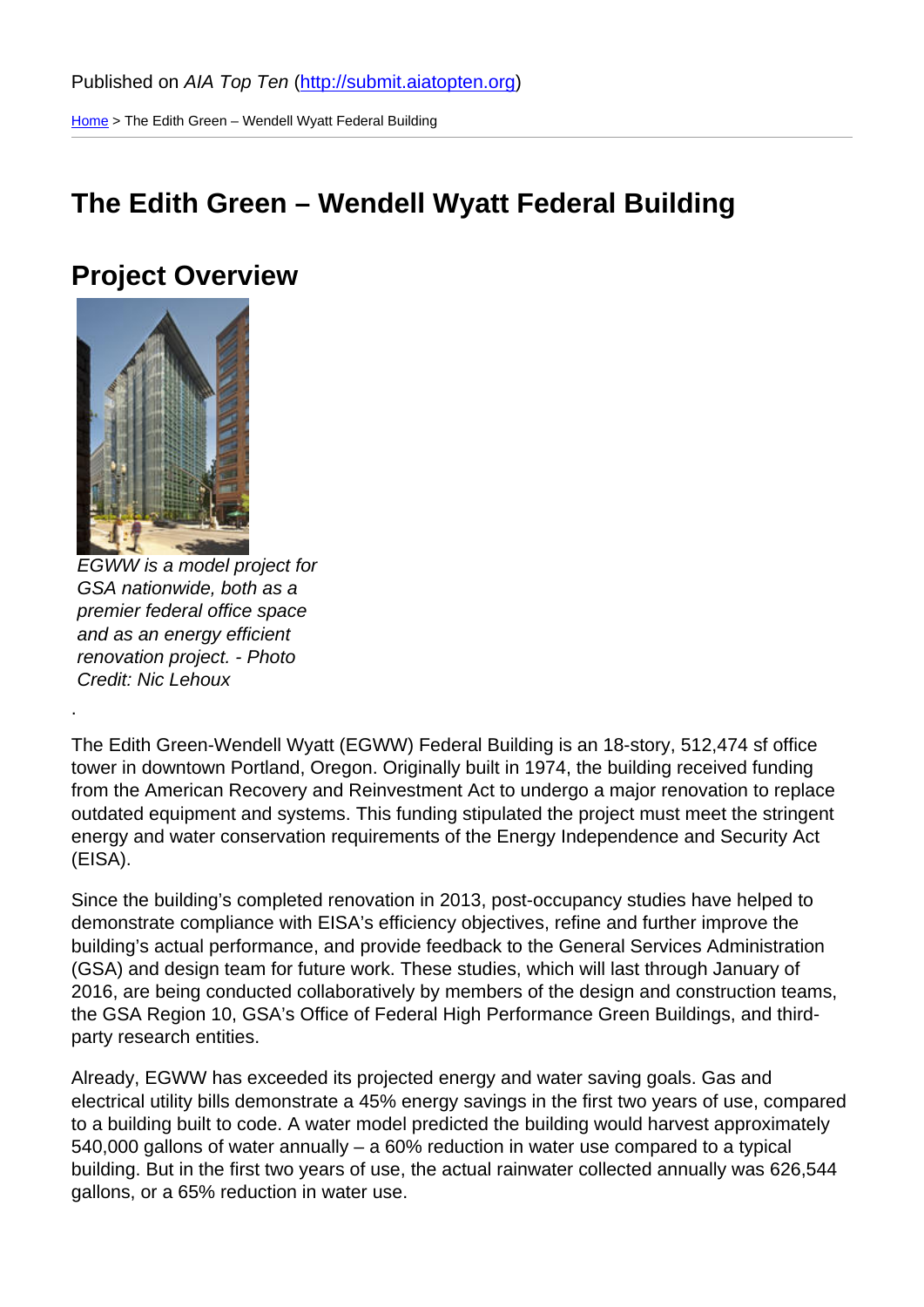Published on *AIA Top Ten* (http://submit.aiatopten.org)

Home > The Edith Green – Wendell Wyatt Federal Building

# The Edith Green – Wendell Wyatt Federal Building

## Project Overview

*EGWW is a model project for GSA nationwide, both as a premier federal office space and as an energy efficient renovation project. - Photo Credit: Nic Lehoux*

.

The Edith Green-Wendell Wyatt (EGWW) Federal Building is an 18-story, 512,474 sf office tower in downtown Portland, Oregon. Originally built in 1974, the building received funding from the American Recovery and Reinvestment Act to undergo a major renovation to replace outdated equipment and systems. This funding stipulated the project must meet the stringent energy and water conservation requirements of the Energy Independence and Security Act (EISA).

Since the building's completed renovation in 2013, post-occupancy studies have helped to demonstrate compliance with EISA's efficiency objectives, refine and further improve the building's actual performance, and provide feedback to the General Services Administration (GSA) and design team for future work. These studies, which will last through January of 2016, are being conducted collaboratively by members of the design and construction teams, the GSA Region 10, GSA's Office of Federal High Performance Green Buildings, and third-party research entities.

Already, EGWW has exceeded its projected energy and water saving goals. Gas and electrical utility bills demonstrate a 45% energy savings in the first two years of use, compared to a building built to code. A water model predicted the building would harvest approximately 540,000 gallons of water annually – a 60% reduction in water use compared to a typical building. But in the first two years of use, the actual rainwater collected annually was 626,544 gallons, or a 65% reduction in water use.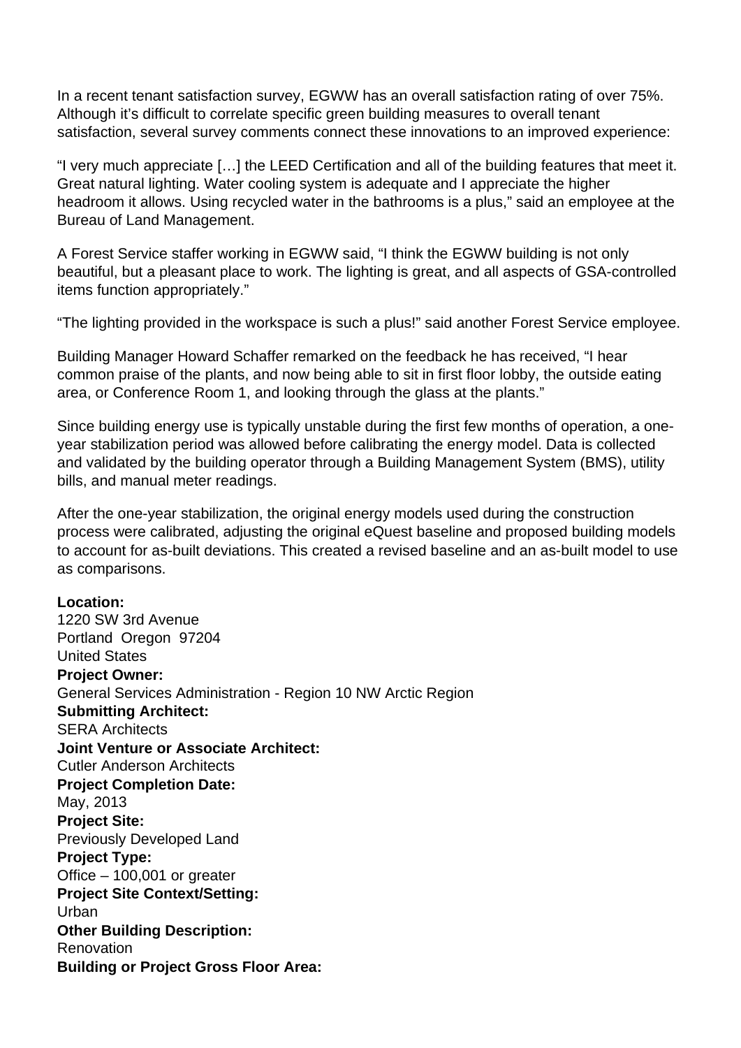In a recent tenant satisfaction survey, EGWW has an overall satisfaction rating of over 75%. Although it's difficult to correlate specific green building measures to overall tenant satisfaction, several survey comments connect these innovations to an improved experience:

"I very much appreciate […] the LEED Certification and all of the building features that meet it. Great natural lighting. Water cooling system is adequate and I appreciate the higher headroom it allows. Using recycled water in the bathrooms is a plus," said an employee at the Bureau of Land Management.

A Forest Service staffer working in EGWW said, "I think the EGWW building is not only beautiful, but a pleasant place to work. The lighting is great, and all aspects of GSA-controlled items function appropriately."

"The lighting provided in the workspace is such a plus!" said another Forest Service employee.

Building Manager Howard Schaffer remarked on the feedback he has received, "I hear common praise of the plants, and now being able to sit in first floor lobby, the outside eating area, or Conference Room 1, and looking through the glass at the plants."

Since building energy use is typically unstable during the first few months of operation, a one-year stabilization period was allowed before calibrating the energy model. Data is collected and validated by the building operator through a Building Management System (BMS), utility bills, and manual meter readings.

After the one-year stabilization, the original energy models used during the construction process were calibrated, adjusting the original eQuest baseline and proposed building models to account for as-built deviations. This created a revised baseline and an as-built model to use as comparisons.

**Location:**
1220 SW 3rd Avenue
Portland Oregon 97204
United States

**Project Owner:**
General Services Administration - Region 10 NW Arctic Region

**Submitting Architect:**
SERA Architects

**Joint Venture or Associate Architect:**
Cutler Anderson Architects

**Project Completion Date:**
May, 2013

**Project Site:**
Previously Developed Land

**Project Type:**
Office – 100,001 or greater

**Project Site Context/Setting:**
Urban

**Other Building Description:**
Renovation

**Building or Project Gross Floor Area:**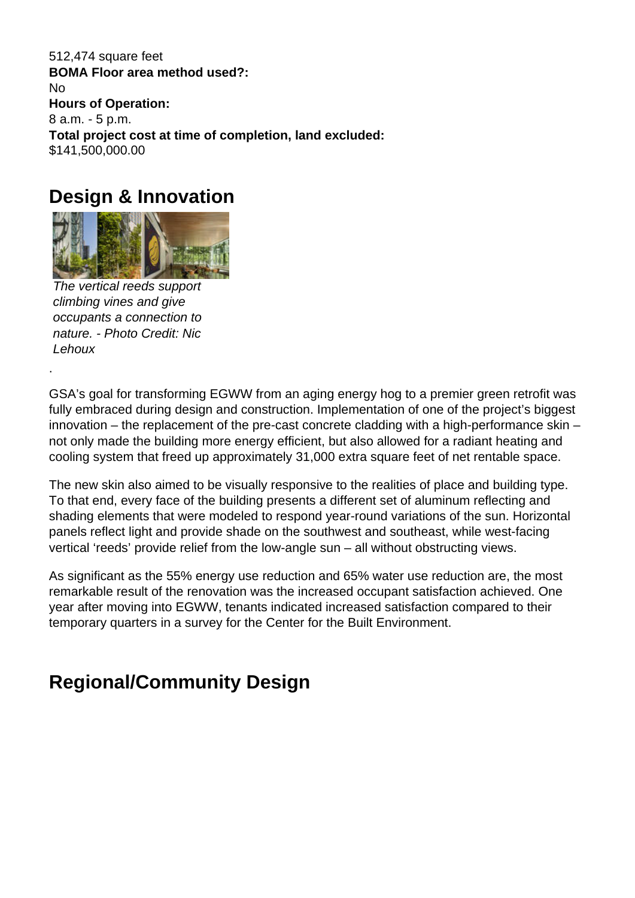512,474 square feet
**BOMA Floor area method used?:**
No
**Hours of Operation:**
8 a.m. - 5 p.m.
**Total project cost at time of completion, land excluded:**
$141,500,000.00

## Design & Innovation

*The vertical reeds support climbing vines and give occupants a connection to nature. - Photo Credit: Nic Lehoux*

.

GSA's goal for transforming EGWW from an aging energy hog to a premier green retrofit was fully embraced during design and construction. Implementation of one of the project's biggest innovation – the replacement of the pre-cast concrete cladding with a high-performance skin – not only made the building more energy efficient, but also allowed for a radiant heating and cooling system that freed up approximately 31,000 extra square feet of net rentable space.

The new skin also aimed to be visually responsive to the realities of place and building type. To that end, every face of the building presents a different set of aluminum reflecting and shading elements that were modeled to respond year-round variations of the sun. Horizontal panels reflect light and provide shade on the southwest and southeast, while west-facing vertical 'reeds' provide relief from the low-angle sun – all without obstructing views.

As significant as the 55% energy use reduction and 65% water use reduction are, the most remarkable result of the renovation was the increased occupant satisfaction achieved. One year after moving into EGWW, tenants indicated increased satisfaction compared to their temporary quarters in a survey for the Center for the Built Environment.

## Regional/Community Design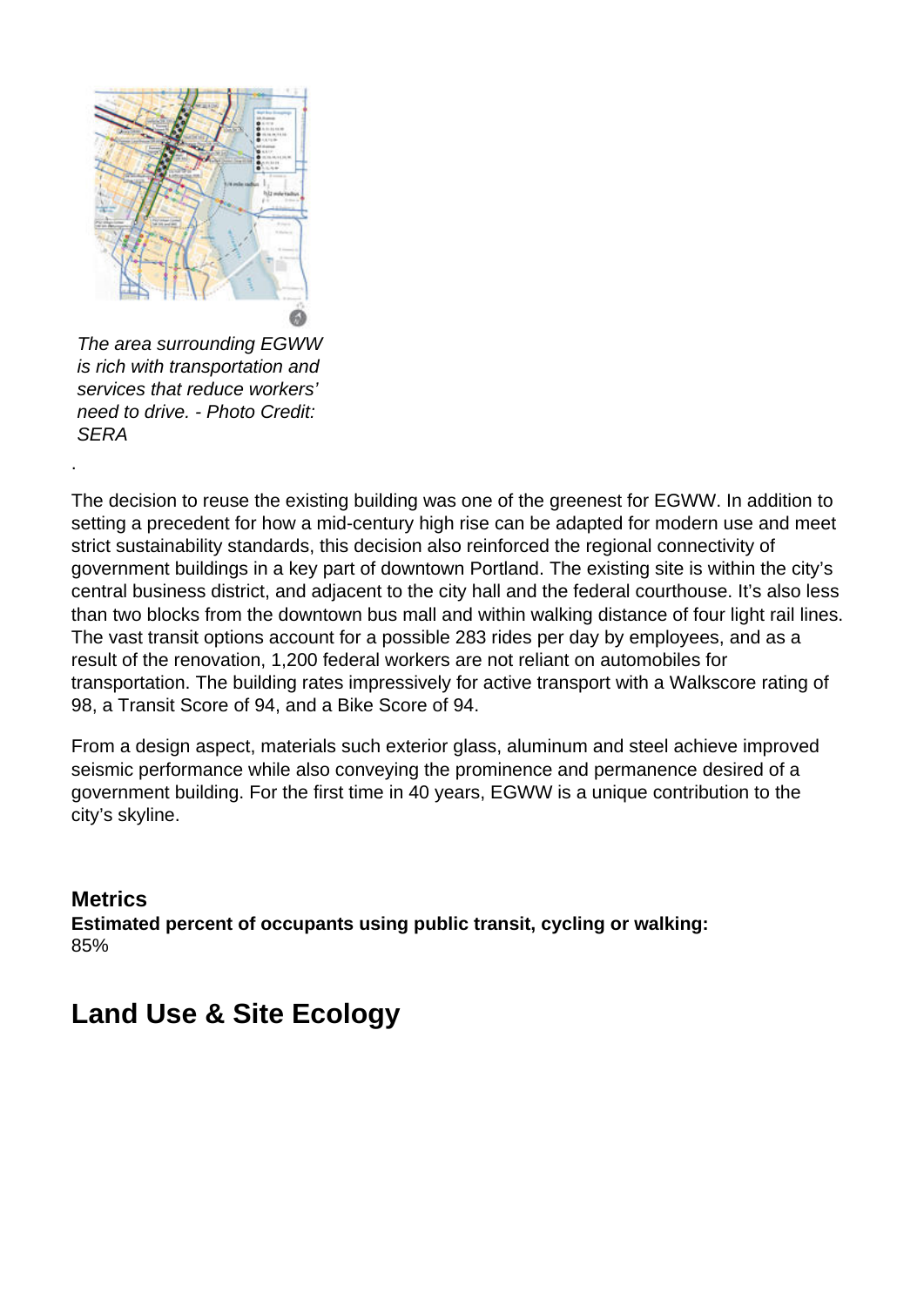*The area surrounding EGWW is rich with transportation and services that reduce workers' need to drive. - Photo Credit: SERA*

.

The decision to reuse the existing building was one of the greenest for EGWW. In addition to setting a precedent for how a mid-century high rise can be adapted for modern use and meet strict sustainability standards, this decision also reinforced the regional connectivity of government buildings in a key part of downtown Portland. The existing site is within the city's central business district, and adjacent to the city hall and the federal courthouse. It's also less than two blocks from the downtown bus mall and within walking distance of four light rail lines. The vast transit options account for a possible 283 rides per day by employees, and as a result of the renovation, 1,200 federal workers are not reliant on automobiles for transportation. The building rates impressively for active transport with a Walkscore rating of 98, a Transit Score of 94, and a Bike Score of 94.

From a design aspect, materials such exterior glass, aluminum and steel achieve improved seismic performance while also conveying the prominence and permanence desired of a government building. For the first time in 40 years, EGWW is a unique contribution to the city's skyline.

### Metrics

**Estimated percent of occupants using public transit, cycling or walking:**
85%

## Land Use & Site Ecology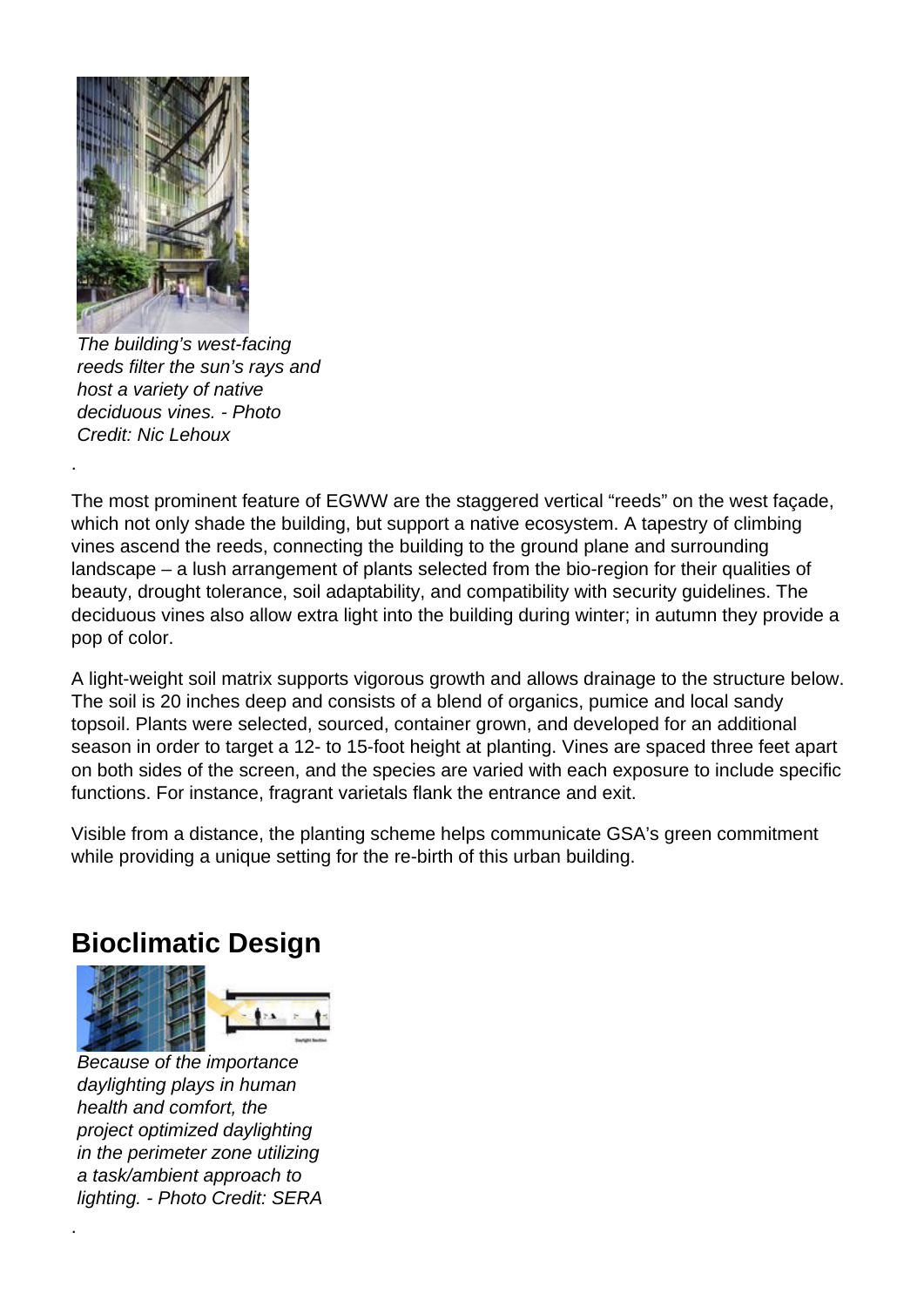*The building's west-facing reeds filter the sun's rays and host a variety of native deciduous vines. - Photo Credit: Nic Lehoux*

.

The most prominent feature of EGWW are the staggered vertical "reeds" on the west façade, which not only shade the building, but support a native ecosystem. A tapestry of climbing vines ascend the reeds, connecting the building to the ground plane and surrounding landscape – a lush arrangement of plants selected from the bio-region for their qualities of beauty, drought tolerance, soil adaptability, and compatibility with security guidelines. The deciduous vines also allow extra light into the building during winter; in autumn they provide a pop of color.

A light-weight soil matrix supports vigorous growth and allows drainage to the structure below. The soil is 20 inches deep and consists of a blend of organics, pumice and local sandy topsoil. Plants were selected, sourced, container grown, and developed for an additional season in order to target a 12- to 15-foot height at planting. Vines are spaced three feet apart on both sides of the screen, and the species are varied with each exposure to include specific functions. For instance, fragrant varietals flank the entrance and exit.

Visible from a distance, the planting scheme helps communicate GSA's green commitment while providing a unique setting for the re-birth of this urban building.

## Bioclimatic Design

*Because of the importance daylighting plays in human health and comfort, the project optimized daylighting in the perimeter zone utilizing a task/ambient approach to lighting. - Photo Credit: SERA*

.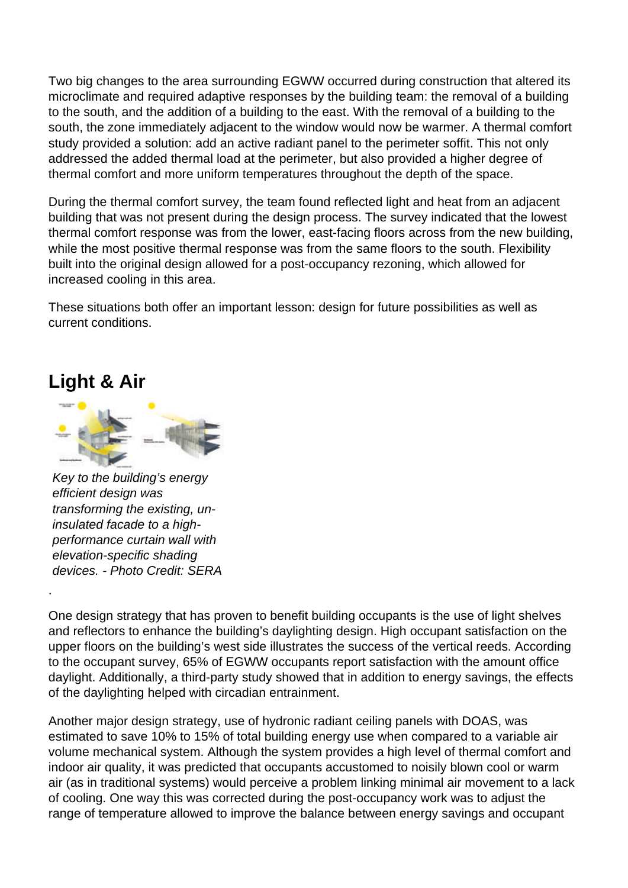Two big changes to the area surrounding EGWW occurred during construction that altered its microclimate and required adaptive responses by the building team: the removal of a building to the south, and the addition of a building to the east. With the removal of a building to the south, the zone immediately adjacent to the window would now be warmer. A thermal comfort study provided a solution: add an active radiant panel to the perimeter soffit. This not only addressed the added thermal load at the perimeter, but also provided a higher degree of thermal comfort and more uniform temperatures throughout the depth of the space.

During the thermal comfort survey, the team found reflected light and heat from an adjacent building that was not present during the design process. The survey indicated that the lowest thermal comfort response was from the lower, east-facing floors across from the new building, while the most positive thermal response was from the same floors to the south. Flexibility built into the original design allowed for a post-occupancy rezoning, which allowed for increased cooling in this area.

These situations both offer an important lesson: design for future possibilities as well as current conditions.

## Light & Air

*Key to the building's energy efficient design was transforming the existing, un-insulated facade to a high-performance curtain wall with elevation-specific shading devices. - Photo Credit: SERA*

.

One design strategy that has proven to benefit building occupants is the use of light shelves and reflectors to enhance the building's daylighting design. High occupant satisfaction on the upper floors on the building's west side illustrates the success of the vertical reeds. According to the occupant survey, 65% of EGWW occupants report satisfaction with the amount office daylight. Additionally, a third-party study showed that in addition to energy savings, the effects of the daylighting helped with circadian entrainment.

Another major design strategy, use of hydronic radiant ceiling panels with DOAS, was estimated to save 10% to 15% of total building energy use when compared to a variable air volume mechanical system. Although the system provides a high level of thermal comfort and indoor air quality, it was predicted that occupants accustomed to noisily blown cool or warm air (as in traditional systems) would perceive a problem linking minimal air movement to a lack of cooling. One way this was corrected during the post-occupancy work was to adjust the range of temperature allowed to improve the balance between energy savings and occupant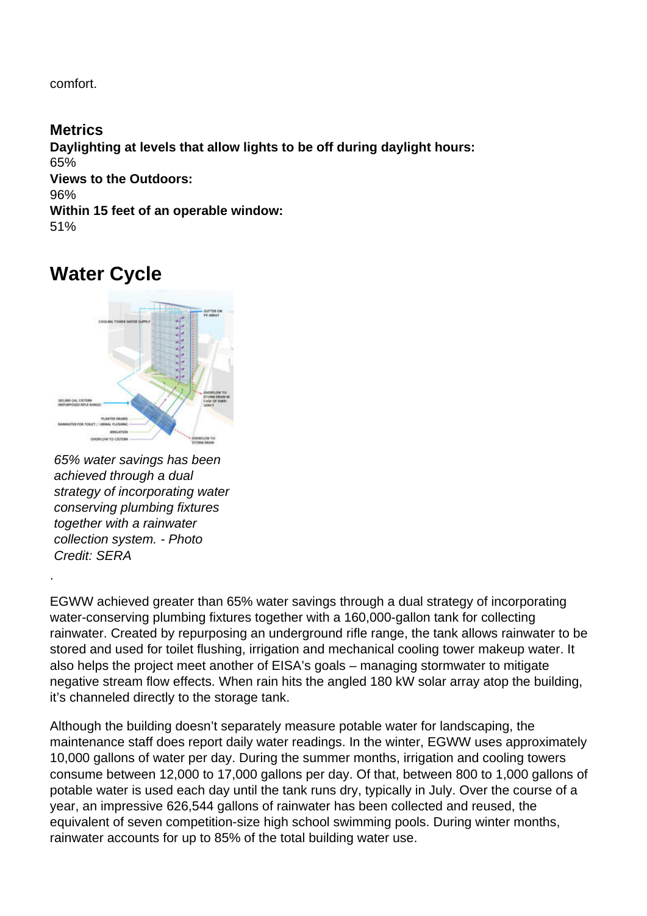comfort.

### Metrics

**Daylighting at levels that allow lights to be off during daylight hours:**
65%
**Views to the Outdoors:**
96%
**Within 15 feet of an operable window:**
51%

## Water Cycle

*65% water savings has been achieved through a dual strategy of incorporating water conserving plumbing fixtures together with a rainwater collection system. - Photo Credit: SERA*

.

EGWW achieved greater than 65% water savings through a dual strategy of incorporating water-conserving plumbing fixtures together with a 160,000-gallon tank for collecting rainwater. Created by repurposing an underground rifle range, the tank allows rainwater to be stored and used for toilet flushing, irrigation and mechanical cooling tower makeup water. It also helps the project meet another of EISA's goals – managing stormwater to mitigate negative stream flow effects. When rain hits the angled 180 kW solar array atop the building, it's channeled directly to the storage tank.

Although the building doesn't separately measure potable water for landscaping, the maintenance staff does report daily water readings. In the winter, EGWW uses approximately 10,000 gallons of water per day. During the summer months, irrigation and cooling towers consume between 12,000 to 17,000 gallons per day. Of that, between 800 to 1,000 gallons of potable water is used each day until the tank runs dry, typically in July. Over the course of a year, an impressive 626,544 gallons of rainwater has been collected and reused, the equivalent of seven competition-size high school swimming pools. During winter months, rainwater accounts for up to 85% of the total building water use.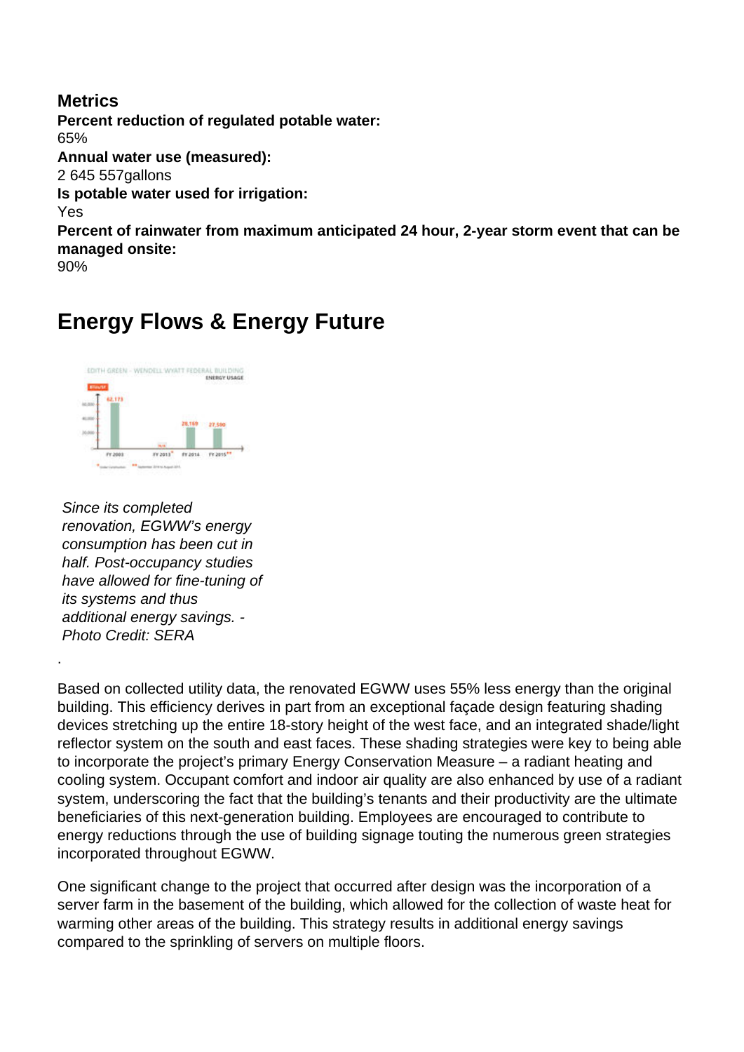### Metrics

**Percent reduction of regulated potable water:**
65%

**Annual water use (measured):**
2 645 557gallons

**Is potable water used for irrigation:**
Yes

**Percent of rainwater from maximum anticipated 24 hour, 2-year storm event that can be managed onsite:**
90%

## Energy Flows & Energy Future

*Since its completed renovation, EGWW's energy consumption has been cut in half. Post-occupancy studies have allowed for fine-tuning of its systems and thus additional energy savings. - Photo Credit: SERA*

.

Based on collected utility data, the renovated EGWW uses 55% less energy than the original building. This efficiency derives in part from an exceptional façade design featuring shading devices stretching up the entire 18-story height of the west face, and an integrated shade/light reflector system on the south and east faces. These shading strategies were key to being able to incorporate the project's primary Energy Conservation Measure – a radiant heating and cooling system. Occupant comfort and indoor air quality are also enhanced by use of a radiant system, underscoring the fact that the building's tenants and their productivity are the ultimate beneficiaries of this next-generation building. Employees are encouraged to contribute to energy reductions through the use of building signage touting the numerous green strategies incorporated throughout EGWW.

One significant change to the project that occurred after design was the incorporation of a server farm in the basement of the building, which allowed for the collection of waste heat for warming other areas of the building. This strategy results in additional energy savings compared to the sprinkling of servers on multiple floors.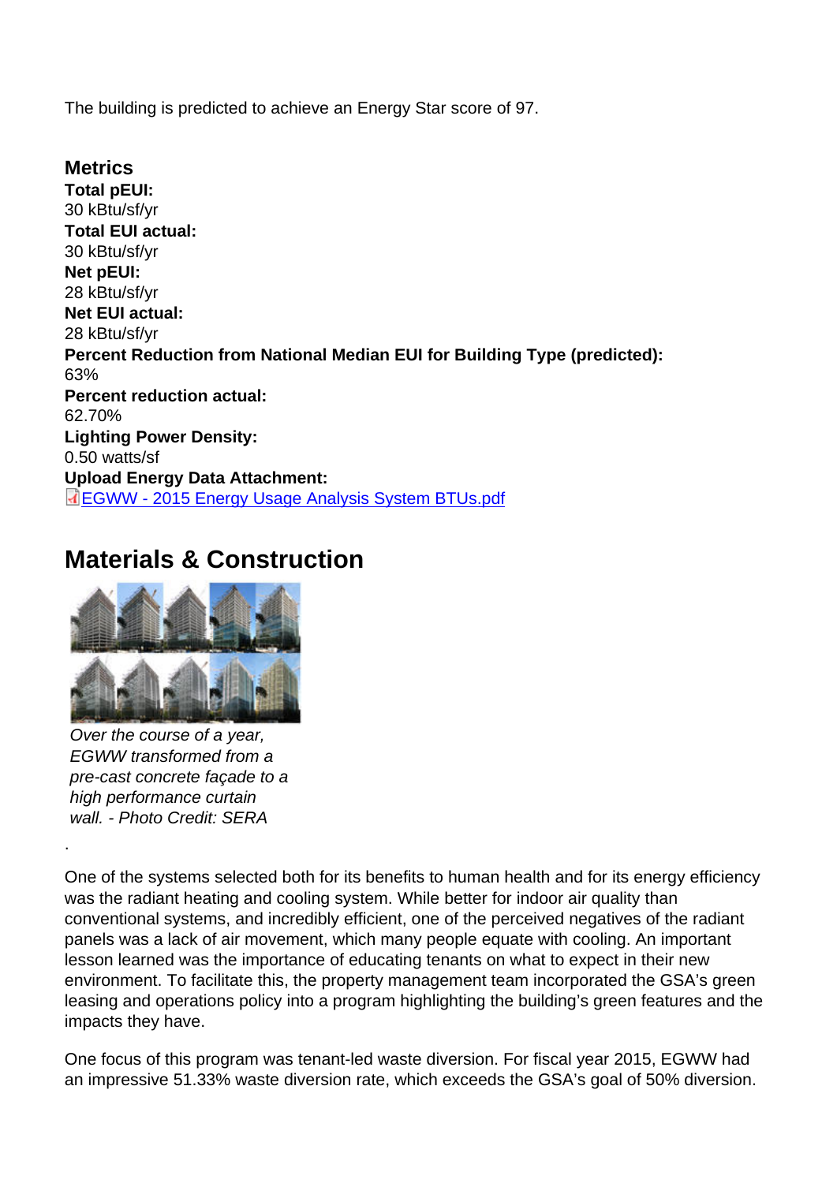The building is predicted to achieve an Energy Star score of 97.

### Metrics

**Total pEUI:**
30 kBtu/sf/yr
**Total EUI actual:**
30 kBtu/sf/yr
**Net pEUI:**
28 kBtu/sf/yr
**Net EUI actual:**
28 kBtu/sf/yr
**Percent Reduction from National Median EUI for Building Type (predicted):**
63%
**Percent reduction actual:**
62.70%
**Lighting Power Density:**
0.50 watts/sf
**Upload Energy Data Attachment:**
EGWW - 2015 Energy Usage Analysis System BTUs.pdf

## Materials & Construction

*Over the course of a year, EGWW transformed from a pre-cast concrete façade to a high performance curtain wall. - Photo Credit: SERA*

.

One of the systems selected both for its benefits to human health and for its energy efficiency was the radiant heating and cooling system. While better for indoor air quality than conventional systems, and incredibly efficient, one of the perceived negatives of the radiant panels was a lack of air movement, which many people equate with cooling. An important lesson learned was the importance of educating tenants on what to expect in their new environment. To facilitate this, the property management team incorporated the GSA's green leasing and operations policy into a program highlighting the building's green features and the impacts they have.

One focus of this program was tenant-led waste diversion. For fiscal year 2015, EGWW had an impressive 51.33% waste diversion rate, which exceeds the GSA's goal of 50% diversion.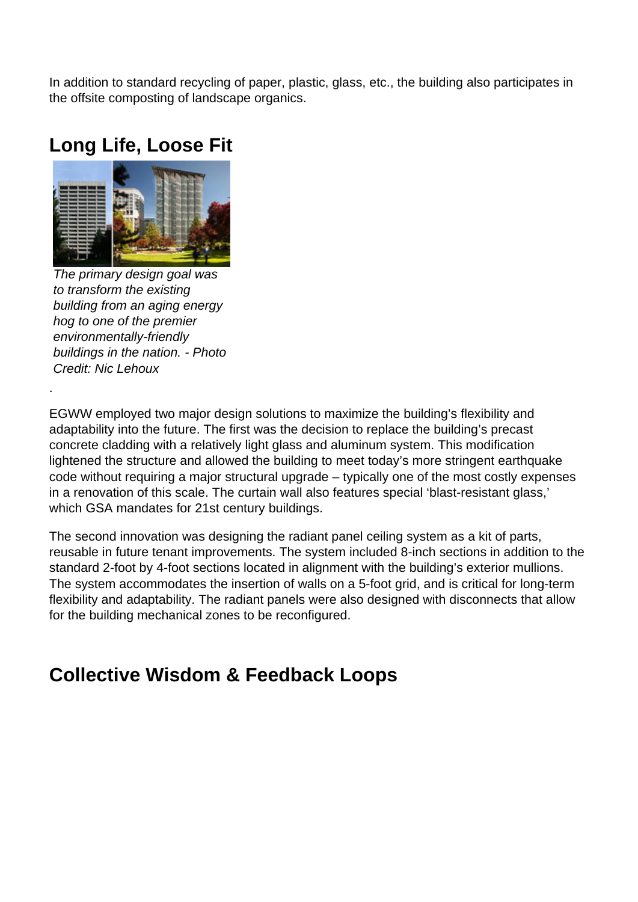In addition to standard recycling of paper, plastic, glass, etc., the building also participates in the offsite composting of landscape organics.

## Long Life, Loose Fit

*The primary design goal was to transform the existing building from an aging energy hog to one of the premier environmentally-friendly buildings in the nation. - Photo Credit: Nic Lehoux*

.

EGWW employed two major design solutions to maximize the building's flexibility and adaptability into the future. The first was the decision to replace the building's precast concrete cladding with a relatively light glass and aluminum system. This modification lightened the structure and allowed the building to meet today's more stringent earthquake code without requiring a major structural upgrade – typically one of the most costly expenses in a renovation of this scale. The curtain wall also features special 'blast-resistant glass,' which GSA mandates for 21st century buildings.

The second innovation was designing the radiant panel ceiling system as a kit of parts, reusable in future tenant improvements. The system included 8-inch sections in addition to the standard 2-foot by 4-foot sections located in alignment with the building's exterior mullions. The system accommodates the insertion of walls on a 5-foot grid, and is critical for long-term flexibility and adaptability. The radiant panels were also designed with disconnects that allow for the building mechanical zones to be reconfigured.

## Collective Wisdom & Feedback Loops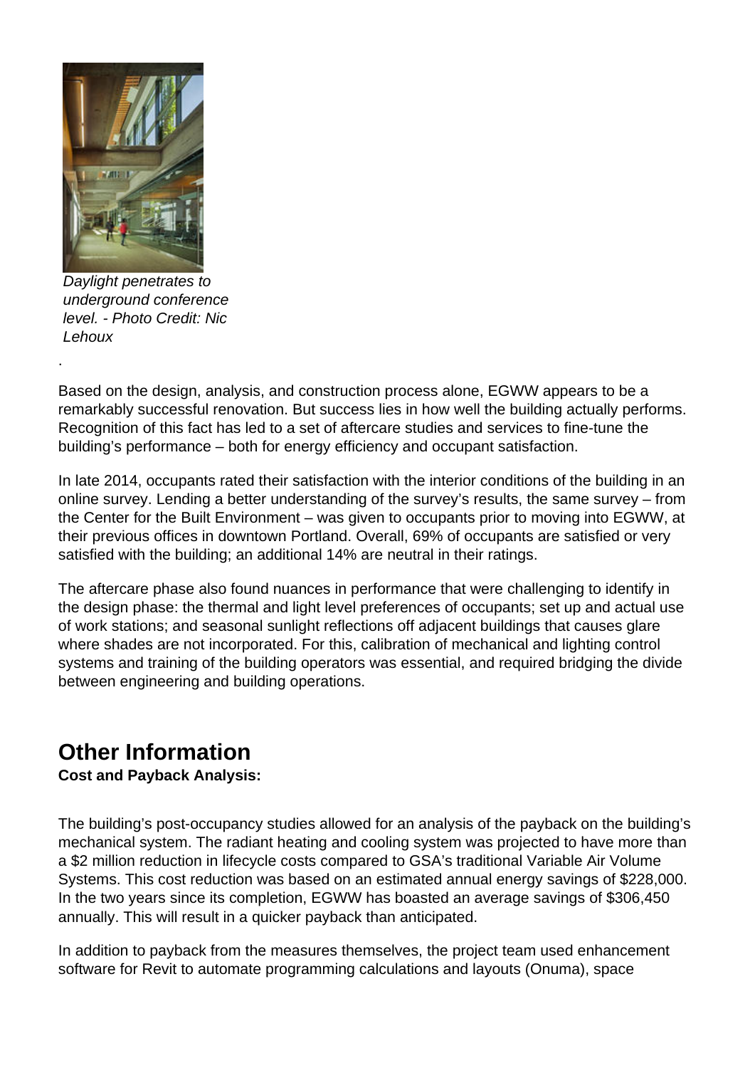*Daylight penetrates to underground conference level. - Photo Credit: Nic Lehoux*

.

Based on the design, analysis, and construction process alone, EGWW appears to be a remarkably successful renovation. But success lies in how well the building actually performs. Recognition of this fact has led to a set of aftercare studies and services to fine-tune the building's performance – both for energy efficiency and occupant satisfaction.

In late 2014, occupants rated their satisfaction with the interior conditions of the building in an online survey. Lending a better understanding of the survey's results, the same survey – from the Center for the Built Environment – was given to occupants prior to moving into EGWW, at their previous offices in downtown Portland. Overall, 69% of occupants are satisfied or very satisfied with the building; an additional 14% are neutral in their ratings.

The aftercare phase also found nuances in performance that were challenging to identify in the design phase: the thermal and light level preferences of occupants; set up and actual use of work stations; and seasonal sunlight reflections off adjacent buildings that causes glare where shades are not incorporated. For this, calibration of mechanical and lighting control systems and training of the building operators was essential, and required bridging the divide between engineering and building operations.

## Other Information

**Cost and Payback Analysis:**

The building's post-occupancy studies allowed for an analysis of the payback on the building's mechanical system. The radiant heating and cooling system was projected to have more than a $2 million reduction in lifecycle costs compared to GSA's traditional Variable Air Volume Systems. This cost reduction was based on an estimated annual energy savings of $228,000. In the two years since its completion, EGWW has boasted an average savings of $306,450 annually. This will result in a quicker payback than anticipated.

In addition to payback from the measures themselves, the project team used enhancement software for Revit to automate programming calculations and layouts (Onuma), space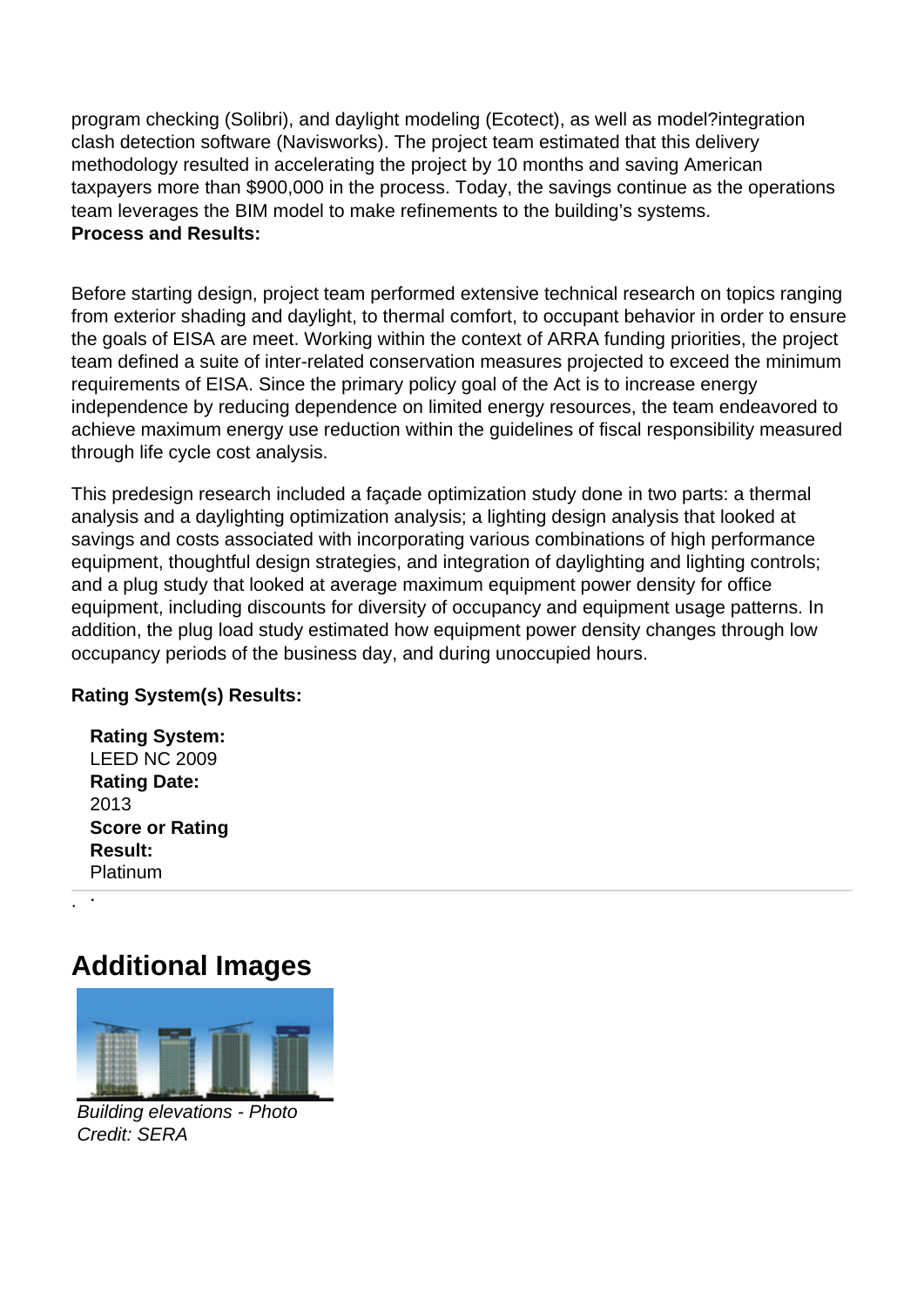program checking (Solibri), and daylight modeling (Ecotect), as well as model?integration clash detection software (Navisworks). The project team estimated that this delivery methodology resulted in accelerating the project by 10 months and saving American taxpayers more than $900,000 in the process. Today, the savings continue as the operations team leverages the BIM model to make refinements to the building's systems.

**Process and Results:**

Before starting design, project team performed extensive technical research on topics ranging from exterior shading and daylight, to thermal comfort, to occupant behavior in order to ensure the goals of EISA are meet. Working within the context of ARRA funding priorities, the project team defined a suite of inter-related conservation measures projected to exceed the minimum requirements of EISA. Since the primary policy goal of the Act is to increase energy independence by reducing dependence on limited energy resources, the team endeavored to achieve maximum energy use reduction within the guidelines of fiscal responsibility measured through life cycle cost analysis.

This predesign research included a façade optimization study done in two parts: a thermal analysis and a daylighting optimization analysis; a lighting design analysis that looked at savings and costs associated with incorporating various combinations of high performance equipment, thoughtful design strategies, and integration of daylighting and lighting controls; and a plug study that looked at average maximum equipment power density for office equipment, including discounts for diversity of occupancy and equipment usage patterns. In addition, the plug load study estimated how equipment power density changes through low occupancy periods of the business day, and during unoccupied hours.

**Rating System(s) Results:**

**Rating System:**
LEED NC 2009
**Rating Date:**
2013
**Score or Rating Result:**
Platinum

## Additional Images

*Building elevations - Photo Credit: SERA*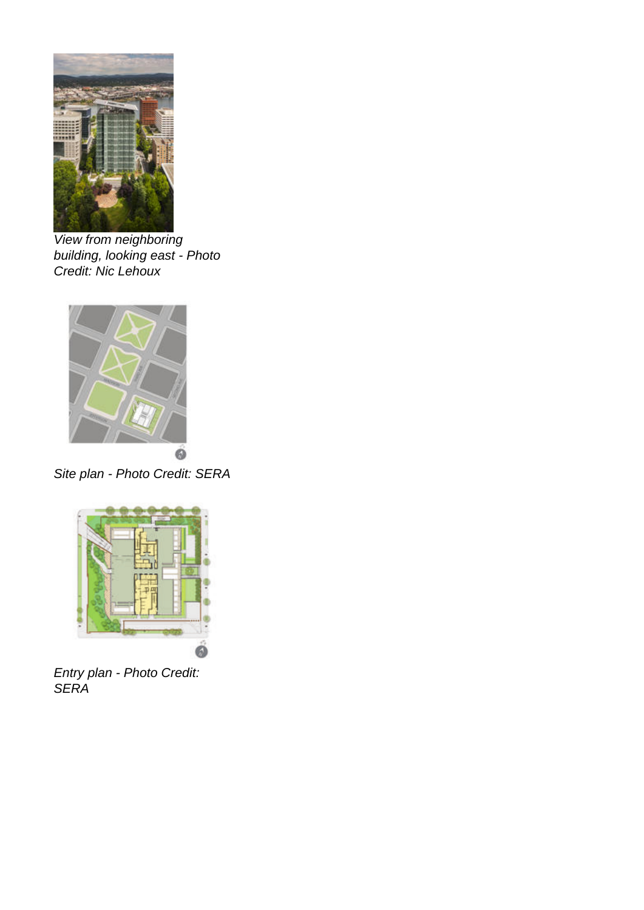*View from neighboring building, looking east - Photo Credit: Nic Lehoux*

*Site plan - Photo Credit: SERA*

*Entry plan - Photo Credit: SERA*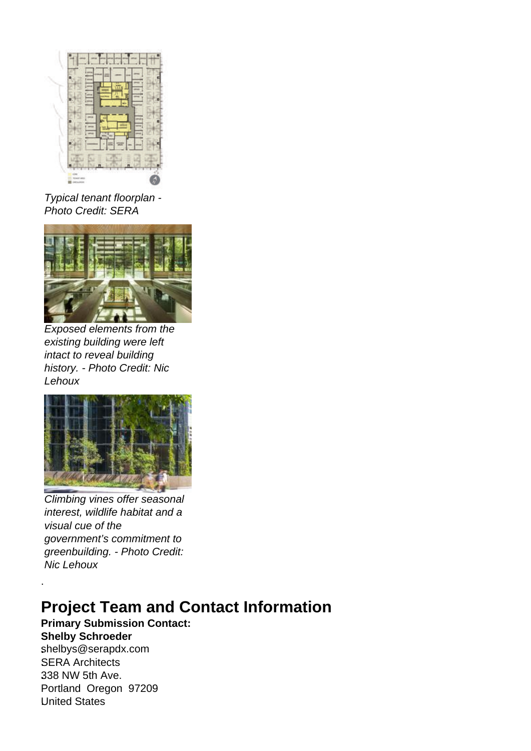*Typical tenant floorplan - Photo Credit: SERA*

*Exposed elements from the existing building were left intact to reveal building history. - Photo Credit: Nic Lehoux*

*Climbing vines offer seasonal interest, wildlife habitat and a visual cue of the government's commitment to greenbuilding. - Photo Credit: Nic Lehoux*

.

## Project Team and Contact Information

**Primary Submission Contact:**
**Shelby Schroeder**
shelbys@serapdx.com
SERA Architects
338 NW 5th Ave.
Portland Oregon 97209
United States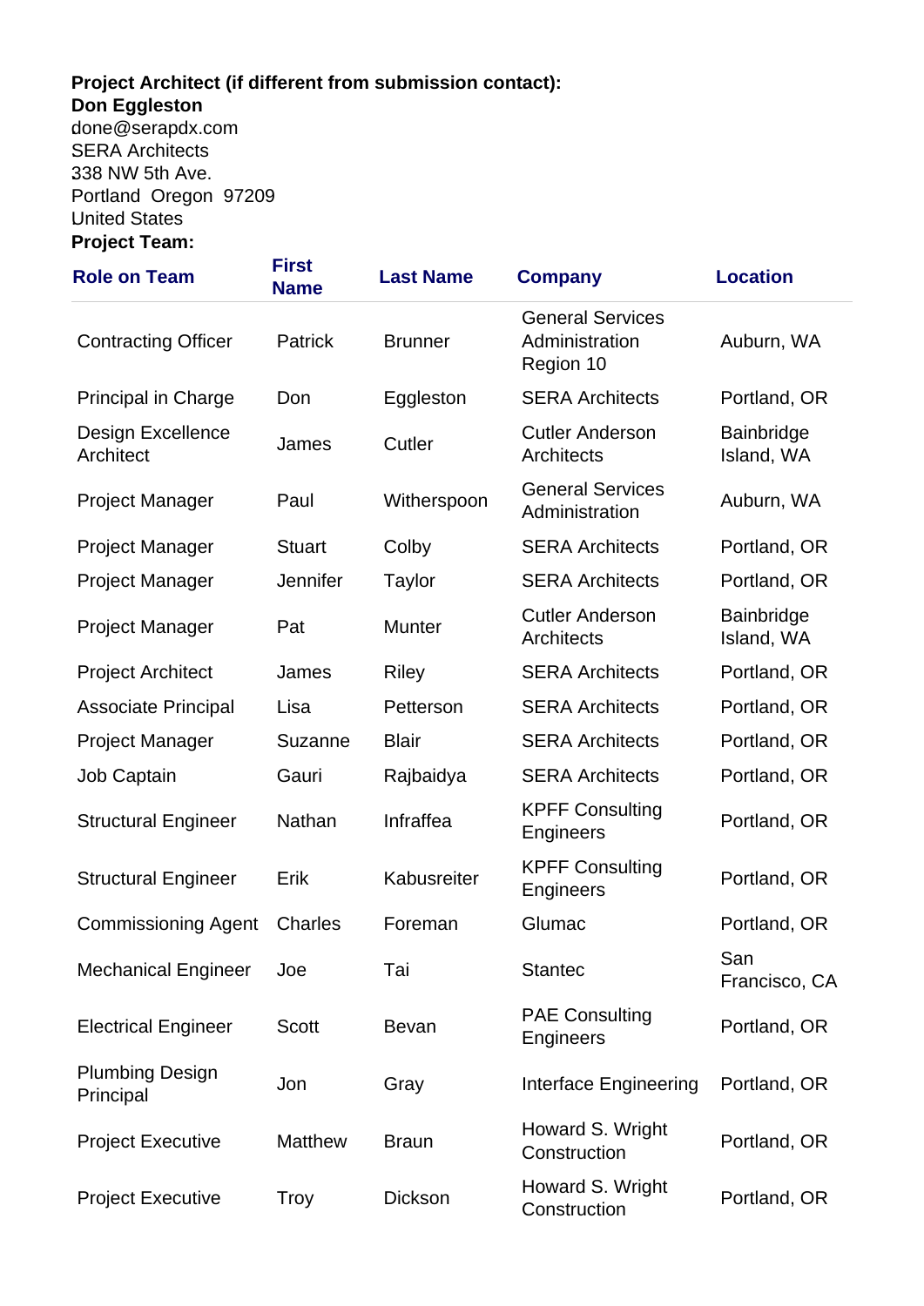**Project Architect (if different from submission contact):**
**Don Eggleston**
done@serapdx.com
SERA Architects
338 NW 5th Ave.
Portland Oregon 97209
United States
**Project Team:**

| Role on Team | First Name | Last Name | Company | Location |
|---|---|---|---|---|
| Contracting Officer | Patrick | Brunner | General Services Administration Region 10 | Auburn, WA |
| Principal in Charge | Don | Eggleston | SERA Architects | Portland, OR |
| Design Excellence Architect | James | Cutler | Cutler Anderson Architects | Bainbridge Island, WA |
| Project Manager | Paul | Witherspoon | General Services Administration | Auburn, WA |
| Project Manager | Stuart | Colby | SERA Architects | Portland, OR |
| Project Manager | Jennifer | Taylor | SERA Architects | Portland, OR |
| Project Manager | Pat | Munter | Cutler Anderson Architects | Bainbridge Island, WA |
| Project Architect | James | Riley | SERA Architects | Portland, OR |
| Associate Principal | Lisa | Petterson | SERA Architects | Portland, OR |
| Project Manager | Suzanne | Blair | SERA Architects | Portland, OR |
| Job Captain | Gauri | Rajbaidya | SERA Architects | Portland, OR |
| Structural Engineer | Nathan | Infraffea | KPFF Consulting Engineers | Portland, OR |
| Structural Engineer | Erik | Kabusreiter | KPFF Consulting Engineers | Portland, OR |
| Commissioning Agent | Charles | Foreman | Glumac | Portland, OR |
| Mechanical Engineer | Joe | Tai | Stantec | San Francisco, CA |
| Electrical Engineer | Scott | Bevan | PAE Consulting Engineers | Portland, OR |
| Plumbing Design Principal | Jon | Gray | Interface Engineering | Portland, OR |
| Project Executive | Matthew | Braun | Howard S. Wright Construction | Portland, OR |
| Project Executive | Troy | Dickson | Howard S. Wright Construction | Portland, OR |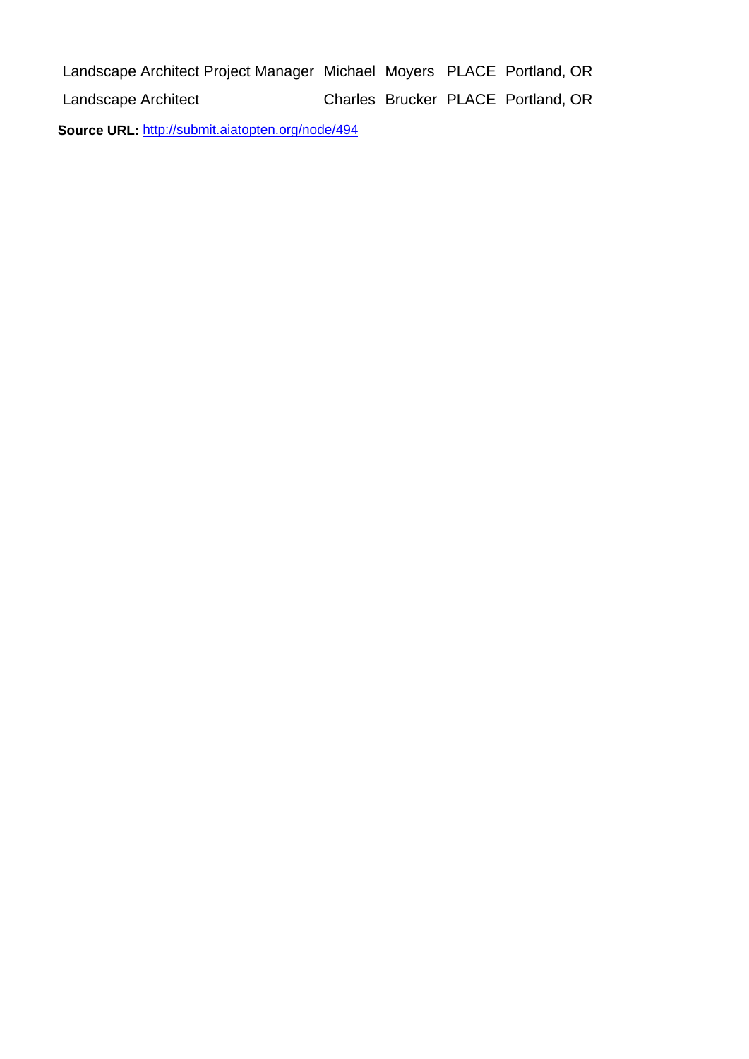| | | | | |
|---|---|---|---|---|
| Landscape Architect Project Manager | Michael | Moyers | PLACE | Portland, OR |
| Landscape Architect | Charles | Brucker | PLACE | Portland, OR |

**Source URL:** http://submit.aiatopten.org/node/494